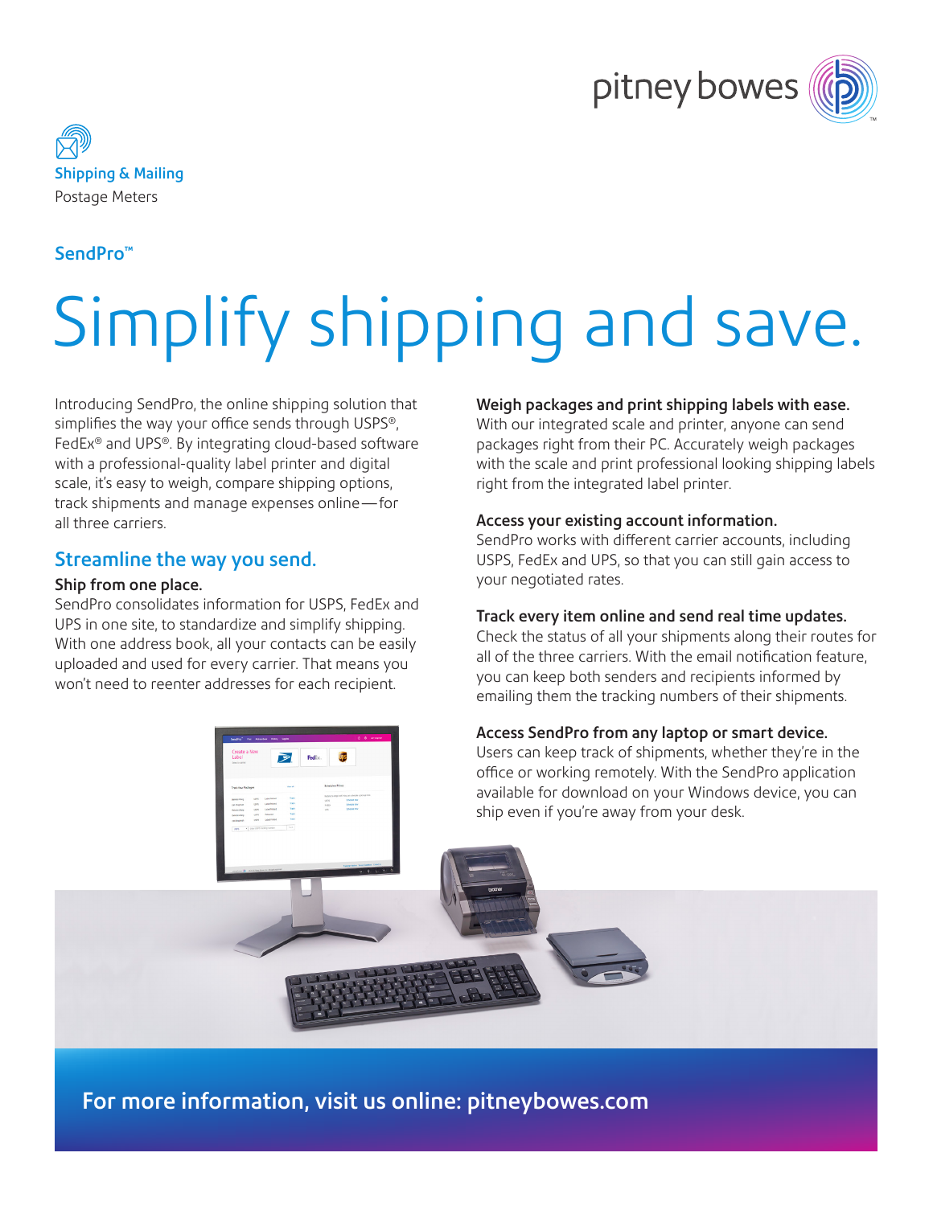Shipping & Mailing

Postage Meters

SendPro™

# Simplify shipping and save.

Introducing SendPro, the online shipping solution that simplifies the way your office sends through USPS®, FedEx® and UPS®. By integrating cloud-based software with a professional-quality label printer and digital scale, it's easy to weigh, compare shipping options, track shipments and manage expenses online—for all three carriers.

## Streamline the way you send.

**Ship from one place.**
SendPro consolidates information for USPS, FedEx and UPS in one site, to standardize and simplify shipping. With one address book, all your contacts can be easily uploaded and used for every carrier. That means you won't need to reenter addresses for each recipient.

**Weigh packages and print shipping labels with ease.**
With our integrated scale and printer, anyone can send packages right from their PC. Accurately weigh packages with the scale and print professional looking shipping labels right from the integrated label printer.

**Access your existing account information.**
SendPro works with different carrier accounts, including USPS, FedEx and UPS, so that you can still gain access to your negotiated rates.

**Track every item online and send real time updates.**
Check the status of all your shipments along their routes for all of the three carriers. With the email notification feature, you can keep both senders and recipients informed by emailing them the tracking numbers of their shipments.

**Access SendPro from any laptop or smart device.**
Users can keep track of shipments, whether they're in the office or working remotely. With the SendPro application available for download on your Windows device, you can ship even if you're away from your desk.

**For more information, visit us online: pitneybowes.com**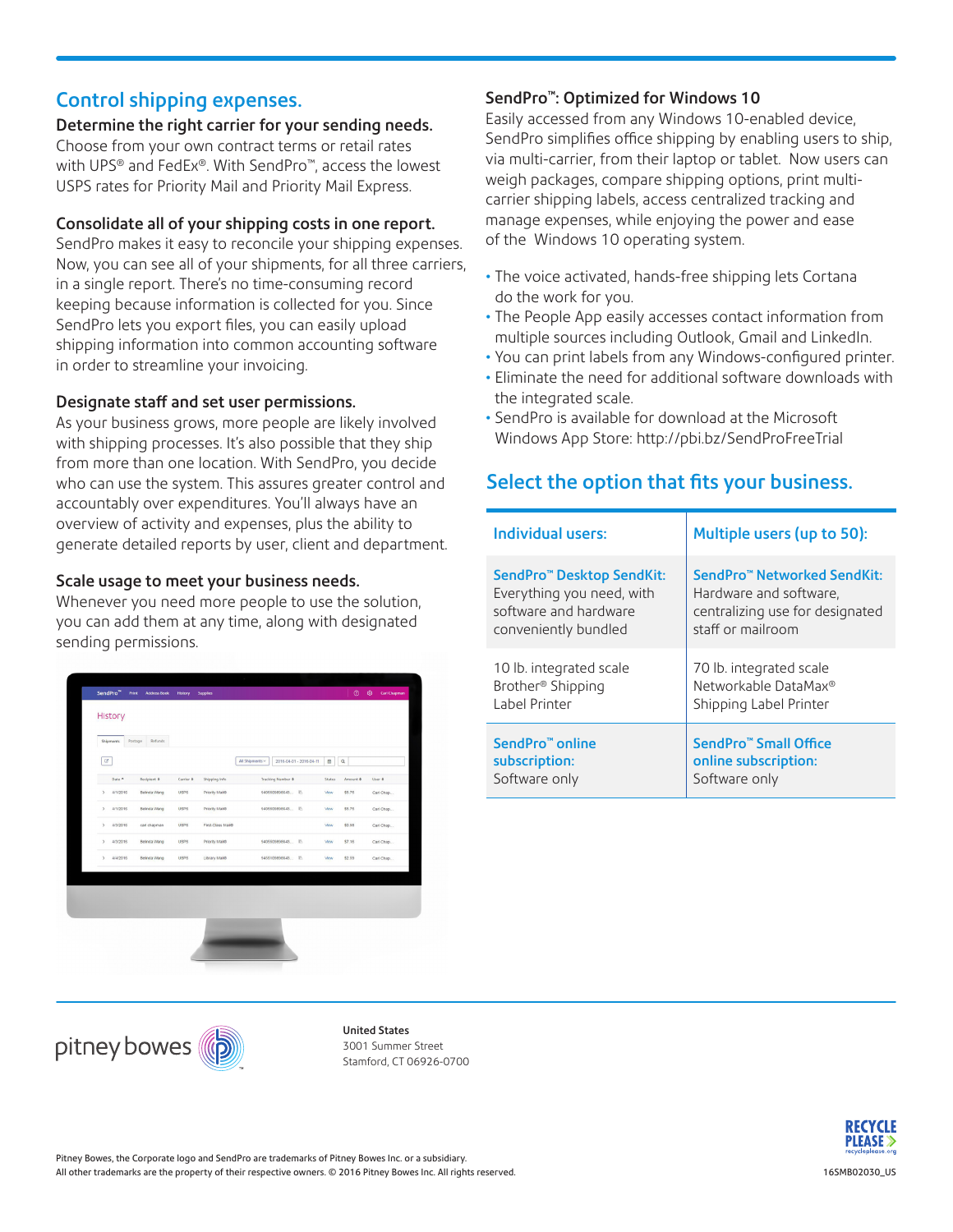## Control shipping expenses.

### Determine the right carrier for your sending needs.

Choose from your own contract terms or retail rates with UPS® and FedEx®. With SendPro™, access the lowest USPS rates for Priority Mail and Priority Mail Express.

### Consolidate all of your shipping costs in one report.

SendPro makes it easy to reconcile your shipping expenses. Now, you can see all of your shipments, for all three carriers, in a single report. There's no time-consuming record keeping because information is collected for you. Since SendPro lets you export files, you can easily upload shipping information into common accounting software in order to streamline your invoicing.

### Designate staff and set user permissions.

As your business grows, more people are likely involved with shipping processes. It's also possible that they ship from more than one location. With SendPro, you decide who can use the system. This assures greater control and accountably over expenditures. You'll always have an overview of activity and expenses, plus the ability to generate detailed reports by user, client and department.

### Scale usage to meet your business needs.

Whenever you need more people to use the solution, you can add them at any time, along with designated sending permissions.

### SendPro™: Optimized for Windows 10

Easily accessed from any Windows 10-enabled device, SendPro simplifies office shipping by enabling users to ship, via multi-carrier, from their laptop or tablet. Now users can weigh packages, compare shipping options, print multi-carrier shipping labels, access centralized tracking and manage expenses, while enjoying the power and ease of the Windows 10 operating system.

- The voice activated, hands-free shipping lets Cortana do the work for you.
- The People App easily accesses contact information from multiple sources including Outlook, Gmail and LinkedIn.
- You can print labels from any Windows-configured printer.
- Eliminate the need for additional software downloads with the integrated scale.
- SendPro is available for download at the Microsoft Windows App Store: http://pbi.bz/SendProFreeTrial

## Select the option that fits your business.

| Individual users: | Multiple users (up to 50): |
|---|---|
| **SendPro™ Desktop SendKit:** Everything you need, with software and hardware conveniently bundled | **SendPro™ Networked SendKit:** Hardware and software, centralizing use for designated staff or mailroom |
| 10 lb. integrated scale<br>Brother® Shipping Label Printer | 70 lb. integrated scale<br>Networkable DataMax® Shipping Label Printer |
| **SendPro™ online subscription:** Software only | **SendPro™ Small Office online subscription:** Software only |

pitney bowes

United States
3001 Summer Street
Stamford, CT 06926-0700

Pitney Bowes, the Corporate logo and SendPro are trademarks of Pitney Bowes Inc. or a subsidiary.
All other trademarks are the property of their respective owners. © 2016 Pitney Bowes Inc. All rights reserved.

16SMB02030_US